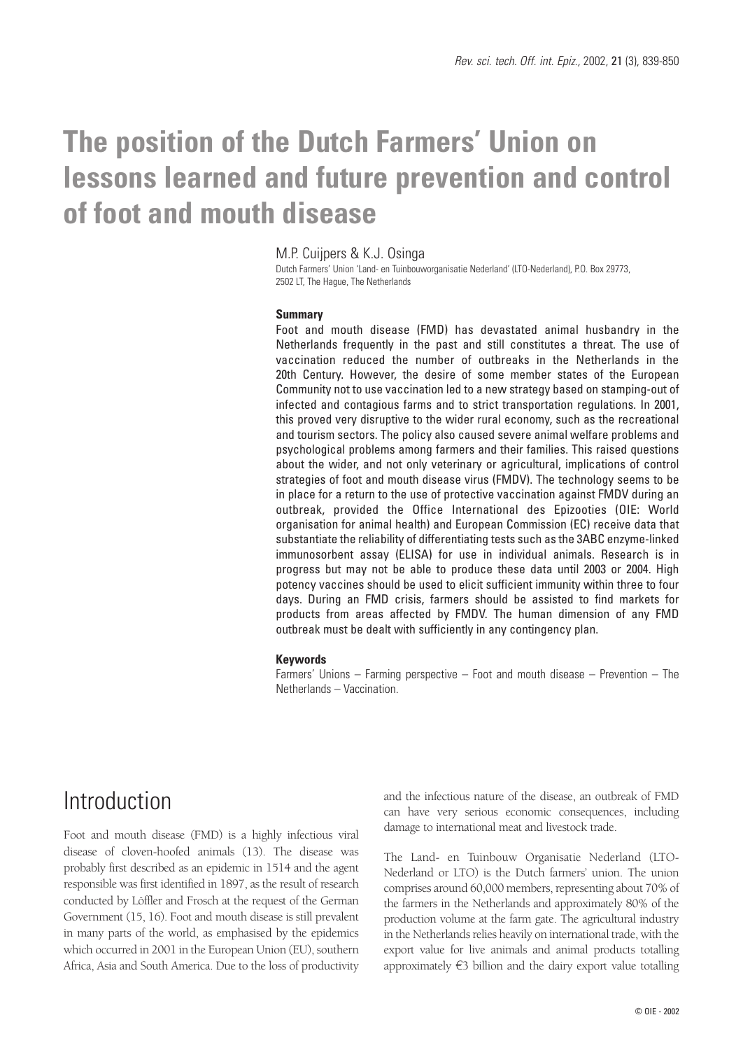# The position of the Dutch Farmers' Union on lessons learned and future prevention and control of foot and mouth disease

M.P. Cuijpers & K.J. Osinga

Dutch Farmers' Union 'Land- en Tuinbouworganisatie Nederland' (LTO-Nederland), P.O. Box 29773, 2502 LT, The Hague, The Netherlands

### Summary

Foot and mouth disease (FMD) has devastated animal husbandry in the Netherlands frequently in the past and still constitutes a threat. The use of vaccination reduced the number of outbreaks in the Netherlands in the 20th Century. However, the desire of some member states of the European Community not to use vaccination led to a new strategy based on stamping-out of infected and contagious farms and to strict transportation regulations. In 2001, this proved very disruptive to the wider rural economy, such as the recreational and tourism sectors. The policy also caused severe animal welfare problems and psychological problems among farmers and their families. This raised questions about the wider, and not only veterinary or agricultural, implications of control strategies of foot and mouth disease virus (FMDV). The technology seems to be in place for a return to the use of protective vaccination against FMDV during an outbreak, provided the Office International des Epizooties (OIE: World organisation for animal health) and European Commission (EC) receive data that substantiate the reliability of differentiating tests such as the 3ABC enzyme-linked immunosorbent assay (ELISA) for use in individual animals. Research is in progress but may not be able to produce these data until 2003 or 2004. High potency vaccines should be used to elicit sufficient immunity within three to four days. During an FMD crisis, farmers should be assisted to find markets for products from areas affected by FMDV. The human dimension of any FMD outbreak must be dealt with sufficiently in any contingency plan.

### Keywords

Farmers' Unions – Farming perspective – Foot and mouth disease – Prevention – The Netherlands – Vaccination.

## Introduction

Foot and mouth disease (FMD) is a highly infectious viral disease of cloven-hoofed animals (13). The disease was probably first described as an epidemic in 1514 and the agent responsible was first identified in 1897, as the result of research conducted by Löffler and Frosch at the request of the German Government (15, 16). Foot and mouth disease is still prevalent in many parts of the world, as emphasised by the epidemics which occurred in 2001 in the European Union (EU), southern Africa, Asia and South America. Due to the loss of productivity and the infectious nature of the disease, an outbreak of FMD can have very serious economic consequences, including damage to international meat and livestock trade.

The Land- en Tuinbouw Organisatie Nederland (LTO-Nederland or LTO) is the Dutch farmers' union. The union comprises around 60,000 members, representing about 70% of the farmers in the Netherlands and approximately 80% of the production volume at the farm gate. The agricultural industry in the Netherlands relies heavily on international trade, with the export value for live animals and animal products totalling approximately €3 billion and the dairy export value totalling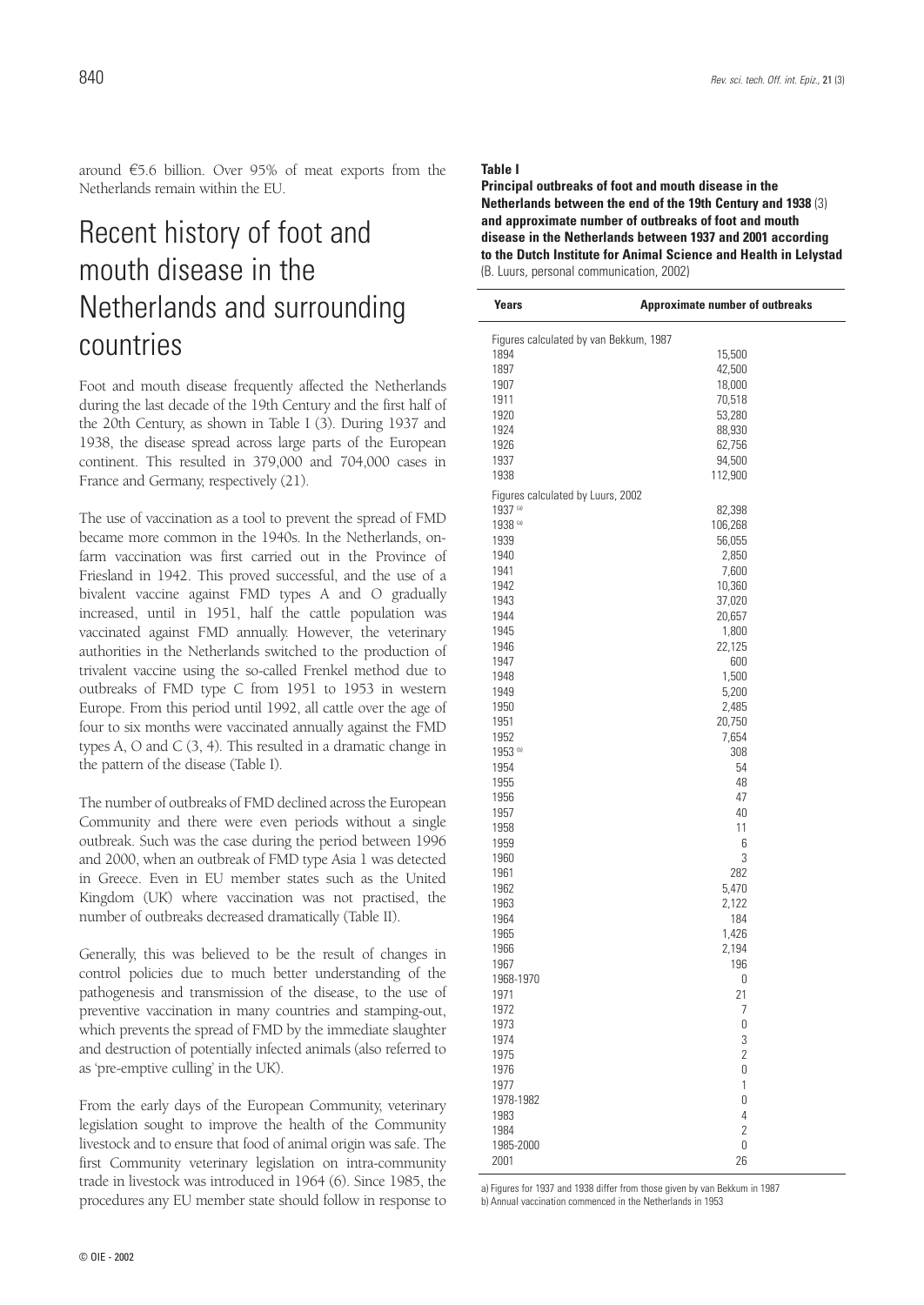around €5.6 billion. Over 95% of meat exports from the Netherlands remain within the EU.

# Recent history of foot and mouth disease in the Netherlands and surrounding countries

Foot and mouth disease frequently affected the Netherlands during the last decade of the 19th Century and the first half of the 20th Century, as shown in Table I (3). During 1937 and 1938, the disease spread across large parts of the European continent. This resulted in 379,000 and 704,000 cases in France and Germany, respectively (21).

The use of vaccination as a tool to prevent the spread of FMD became more common in the 1940s. In the Netherlands, on-farm vaccination was first carried out in the Province of Friesland in 1942. This proved successful, and the use of a bivalent vaccine against FMD types A and O gradually increased, until in 1951, half the cattle population was vaccinated against FMD annually. However, the veterinary authorities in the Netherlands switched to the production of trivalent vaccine using the so-called Frenkel method due to outbreaks of FMD type C from 1951 to 1953 in western Europe. From this period until 1992, all cattle over the age of four to six months were vaccinated annually against the FMD types A, O and C (3, 4). This resulted in a dramatic change in the pattern of the disease (Table I).

The number of outbreaks of FMD declined across the European Community and there were even periods without a single outbreak. Such was the case during the period between 1996 and 2000, when an outbreak of FMD type Asia 1 was detected in Greece. Even in EU member states such as the United Kingdom (UK) where vaccination was not practised, the number of outbreaks decreased dramatically (Table II).

Generally, this was believed to be the result of changes in control policies due to much better understanding of the pathogenesis and transmission of the disease, to the use of preventive vaccination in many countries and stamping-out, which prevents the spread of FMD by the immediate slaughter and destruction of potentially infected animals (also referred to as 'pre-emptive culling' in the UK).

From the early days of the European Community, veterinary legislation sought to improve the health of the Community livestock and to ensure that food of animal origin was safe. The first Community veterinary legislation on intra-community trade in livestock was introduced in 1964 (6). Since 1985, the procedures any EU member state should follow in response to

**Table I**
**Principal outbreaks of foot and mouth disease in the Netherlands between the end of the 19th Century and 1938** (3) **and approximate number of outbreaks of foot and mouth disease in the Netherlands between 1937 and 2001 according to the Dutch Institute for Animal Science and Health in Lelystad** (B. Luurs, personal communication, 2002)

| Years | Approximate number of outbreaks |
|---|---|
| Figures calculated by van Bekkum, 1987 | |
| 1894 | 15,500 |
| 1897 | 42,500 |
| 1907 | 18,000 |
| 1911 | 70,518 |
| 1920 | 53,280 |
| 1924 | 88,930 |
| 1926 | 62,756 |
| 1937 | 94,500 |
| 1938 | 112,900 |
| Figures calculated by Luurs, 2002 | |
| 1937 [a] | 82,398 |
| 1938 [a] | 106,268 |
| 1939 | 56,055 |
| 1940 | 2,850 |
| 1941 | 7,600 |
| 1942 | 10,360 |
| 1943 | 37,020 |
| 1944 | 20,657 |
| 1945 | 1,800 |
| 1946 | 22,125 |
| 1947 | 600 |
| 1948 | 1,500 |
| 1949 | 5,200 |
| 1950 | 2,485 |
| 1951 | 20,750 |
| 1952 | 7,654 |
| 1953 [b] | 308 |
| 1954 | 54 |
| 1955 | 48 |
| 1956 | 47 |
| 1957 | 40 |
| 1958 | 11 |
| 1959 | 6 |
| 1960 | 3 |
| 1961 | 282 |
| 1962 | 5,470 |
| 1963 | 2,122 |
| 1964 | 184 |
| 1965 | 1,426 |
| 1966 | 2,194 |
| 1967 | 196 |
| 1968-1970 | 0 |
| 1971 | 21 |
| 1972 | 7 |
| 1973 | 0 |
| 1974 | 3 |
| 1975 | 2 |
| 1976 | 0 |
| 1977 | 1 |
| 1978-1982 | 0 |
| 1983 | 4 |
| 1984 | 2 |
| 1985-2000 | 0 |
| 2001 | 26 |

a) Figures for 1937 and 1938 differ from those given by van Bekkum in 1987
b) Annual vaccination commenced in the Netherlands in 1953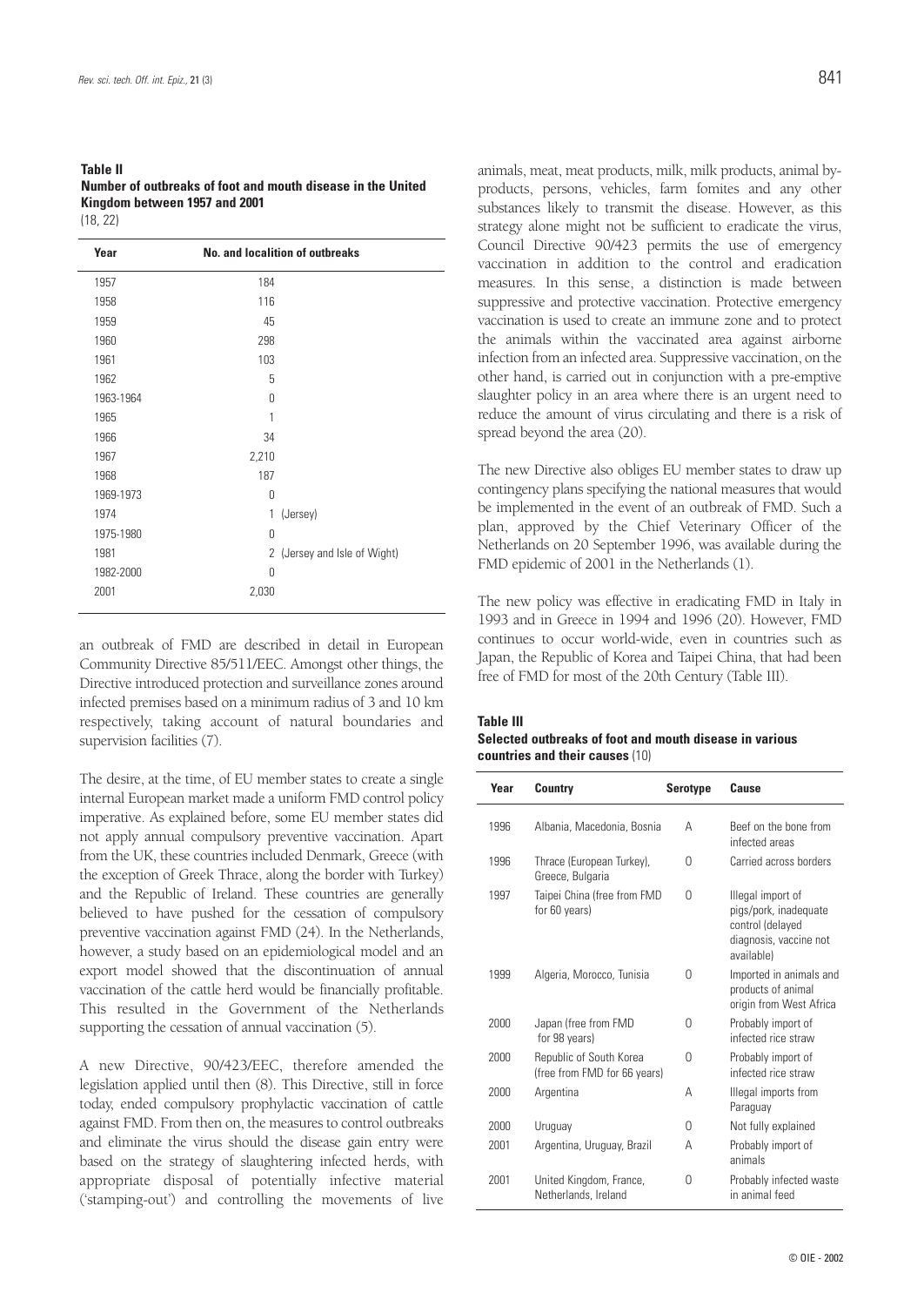**Table II**
**Number of outbreaks of foot and mouth disease in the United Kingdom between 1957 and 2001**
(18, 22)

| Year | No. and localition of outbreaks |
|---|---|
| 1957 | 184 |
| 1958 | 116 |
| 1959 | 45 |
| 1960 | 298 |
| 1961 | 103 |
| 1962 | 5 |
| 1963-1964 | 0 |
| 1965 | 1 |
| 1966 | 34 |
| 1967 | 2,210 |
| 1968 | 187 |
| 1969-1973 | 0 |
| 1974 | 1 (Jersey) |
| 1975-1980 | 0 |
| 1981 | 2 (Jersey and Isle of Wight) |
| 1982-2000 | 0 |
| 2001 | 2,030 |

an outbreak of FMD are described in detail in European Community Directive 85/511/EEC. Amongst other things, the Directive introduced protection and surveillance zones around infected premises based on a minimum radius of 3 and 10 km respectively, taking account of natural boundaries and supervision facilities (7).

The desire, at the time, of EU member states to create a single internal European market made a uniform FMD control policy imperative. As explained before, some EU member states did not apply annual compulsory preventive vaccination. Apart from the UK, these countries included Denmark, Greece (with the exception of Greek Thrace, along the border with Turkey) and the Republic of Ireland. These countries are generally believed to have pushed for the cessation of compulsory preventive vaccination against FMD (24). In the Netherlands, however, a study based on an epidemiological model and an export model showed that the discontinuation of annual vaccination of the cattle herd would be financially profitable. This resulted in the Government of the Netherlands supporting the cessation of annual vaccination (5).

A new Directive, 90/423/EEC, therefore amended the legislation applied until then (8). This Directive, still in force today, ended compulsory prophylactic vaccination of cattle against FMD. From then on, the measures to control outbreaks and eliminate the virus should the disease gain entry were based on the strategy of slaughtering infected herds, with appropriate disposal of potentially infective material ('stamping-out') and controlling the movements of live animals, meat, meat products, milk, milk products, animal by-products, persons, vehicles, farm fomites and any other substances likely to transmit the disease. However, as this strategy alone might not be sufficient to eradicate the virus, Council Directive 90/423 permits the use of emergency vaccination in addition to the control and eradication measures. In this sense, a distinction is made between suppressive and protective vaccination. Protective emergency vaccination is used to create an immune zone and to protect the animals within the vaccinated area against airborne infection from an infected area. Suppressive vaccination, on the other hand, is carried out in conjunction with a pre-emptive slaughter policy in an area where there is an urgent need to reduce the amount of virus circulating and there is a risk of spread beyond the area (20).

The new Directive also obliges EU member states to draw up contingency plans specifying the national measures that would be implemented in the event of an outbreak of FMD. Such a plan, approved by the Chief Veterinary Officer of the Netherlands on 20 September 1996, was available during the FMD epidemic of 2001 in the Netherlands (1).

The new policy was effective in eradicating FMD in Italy in 1993 and in Greece in 1994 and 1996 (20). However, FMD continues to occur world-wide, even in countries such as Japan, the Republic of Korea and Taipei China, that had been free of FMD for most of the 20th Century (Table III).

**Table III**
**Selected outbreaks of foot and mouth disease in various countries and their causes** (10)

| Year | Country | Serotype | Cause |
|---|---|---|---|
| 1996 | Albania, Macedonia, Bosnia | A | Beef on the bone from infected areas |
| 1996 | Thrace (European Turkey), Greece, Bulgaria | O | Carried across borders |
| 1997 | Taipei China (free from FMD for 60 years) | O | Illegal import of pigs/pork, inadequate control (delayed diagnosis, vaccine not available) |
| 1999 | Algeria, Morocco, Tunisia | O | Imported in animals and products of animal origin from West Africa |
| 2000 | Japan (free from FMD for 98 years) | O | Probably import of infected rice straw |
| 2000 | Republic of South Korea (free from FMD for 66 years) | O | Probably import of infected rice straw |
| 2000 | Argentina | A | Illegal imports from Paraguay |
| 2000 | Uruguay | O | Not fully explained |
| 2001 | Argentina, Uruguay, Brazil | A | Probably import of animals |
| 2001 | United Kingdom, France, Netherlands, Ireland | O | Probably infected waste in animal feed |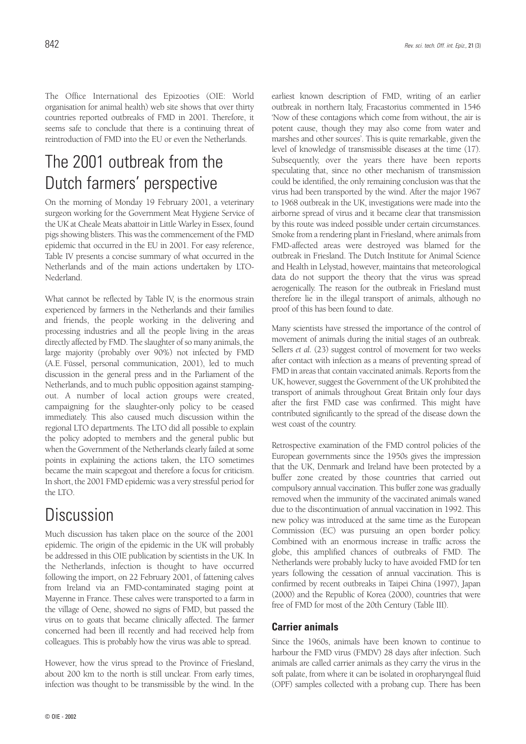The Office International des Epizooties (OIE: World organisation for animal health) web site shows that over thirty countries reported outbreaks of FMD in 2001. Therefore, it seems safe to conclude that there is a continuing threat of reintroduction of FMD into the EU or even the Netherlands.

# The 2001 outbreak from the Dutch farmers' perspective

On the morning of Monday 19 February 2001, a veterinary surgeon working for the Government Meat Hygiene Service of the UK at Cheale Meats abattoir in Little Warley in Essex, found pigs showing blisters. This was the commencement of the FMD epidemic that occurred in the EU in 2001. For easy reference, Table IV presents a concise summary of what occurred in the Netherlands and of the main actions undertaken by LTO-Nederland.

What cannot be reflected by Table IV, is the enormous strain experienced by farmers in the Netherlands and their families and friends, the people working in the delivering and processing industries and all the people living in the areas directly affected by FMD. The slaughter of so many animals, the large majority (probably over 90%) not infected by FMD (A.E. Füssel, personal communication, 2001), led to much discussion in the general press and in the Parliament of the Netherlands, and to much public opposition against stamping-out. A number of local action groups were created, campaigning for the slaughter-only policy to be ceased immediately. This also caused much discussion within the regional LTO departments. The LTO did all possible to explain the policy adopted to members and the general public but when the Government of the Netherlands clearly failed at some points in explaining the actions taken, the LTO sometimes became the main scapegoat and therefore a focus for criticism. In short, the 2001 FMD epidemic was a very stressful period for the LTO.

# Discussion

Much discussion has taken place on the source of the 2001 epidemic. The origin of the epidemic in the UK will probably be addressed in this OIE publication by scientists in the UK. In the Netherlands, infection is thought to have occurred following the import, on 22 February 2001, of fattening calves from Ireland via an FMD-contaminated staging point at Mayenne in France. These calves were transported to a farm in the village of Oene, showed no signs of FMD, but passed the virus on to goats that became clinically affected. The farmer concerned had been ill recently and had received help from colleagues. This is probably how the virus was able to spread.

However, how the virus spread to the Province of Friesland, about 200 km to the north is still unclear. From early times, infection was thought to be transmissible by the wind. In the earliest known description of FMD, writing of an earlier outbreak in northern Italy, Fracastorius commented in 1546 'Now of these contagions which come from without, the air is potent cause, though they may also come from water and marshes and other sources'. This is quite remarkable, given the level of knowledge of transmissible diseases at the time (17). Subsequently, over the years there have been reports speculating that, since no other mechanism of transmission could be identified, the only remaining conclusion was that the virus had been transported by the wind. After the major 1967 to 1968 outbreak in the UK, investigations were made into the airborne spread of virus and it became clear that transmission by this route was indeed possible under certain circumstances. Smoke from a rendering plant in Friesland, where animals from FMD-affected areas were destroyed was blamed for the outbreak in Friesland. The Dutch Institute for Animal Science and Health in Lelystad, however, maintains that meteorological data do not support the theory that the virus was spread aerogenically. The reason for the outbreak in Friesland must therefore lie in the illegal transport of animals, although no proof of this has been found to date.

Many scientists have stressed the importance of the control of movement of animals during the initial stages of an outbreak. Sellers *et al.* (23) suggest control of movement for two weeks after contact with infection as a means of preventing spread of FMD in areas that contain vaccinated animals. Reports from the UK, however, suggest the Government of the UK prohibited the transport of animals throughout Great Britain only four days after the first FMD case was confirmed. This might have contributed significantly to the spread of the disease down the west coast of the country.

Retrospective examination of the FMD control policies of the European governments since the 1950s gives the impression that the UK, Denmark and Ireland have been protected by a buffer zone created by those countries that carried out compulsory annual vaccination. This buffer zone was gradually removed when the immunity of the vaccinated animals waned due to the discontinuation of annual vaccination in 1992. This new policy was introduced at the same time as the European Commission (EC) was pursuing an open border policy. Combined with an enormous increase in traffic across the globe, this amplified chances of outbreaks of FMD. The Netherlands were probably lucky to have avoided FMD for ten years following the cessation of annual vaccination. This is confirmed by recent outbreaks in Taipei China (1997), Japan (2000) and the Republic of Korea (2000), countries that were free of FMD for most of the 20th Century (Table III).

### Carrier animals

Since the 1960s, animals have been known to continue to harbour the FMD virus (FMDV) 28 days after infection. Such animals are called carrier animals as they carry the virus in the soft palate, from where it can be isolated in oropharyngeal fluid (OPF) samples collected with a probang cup. There has been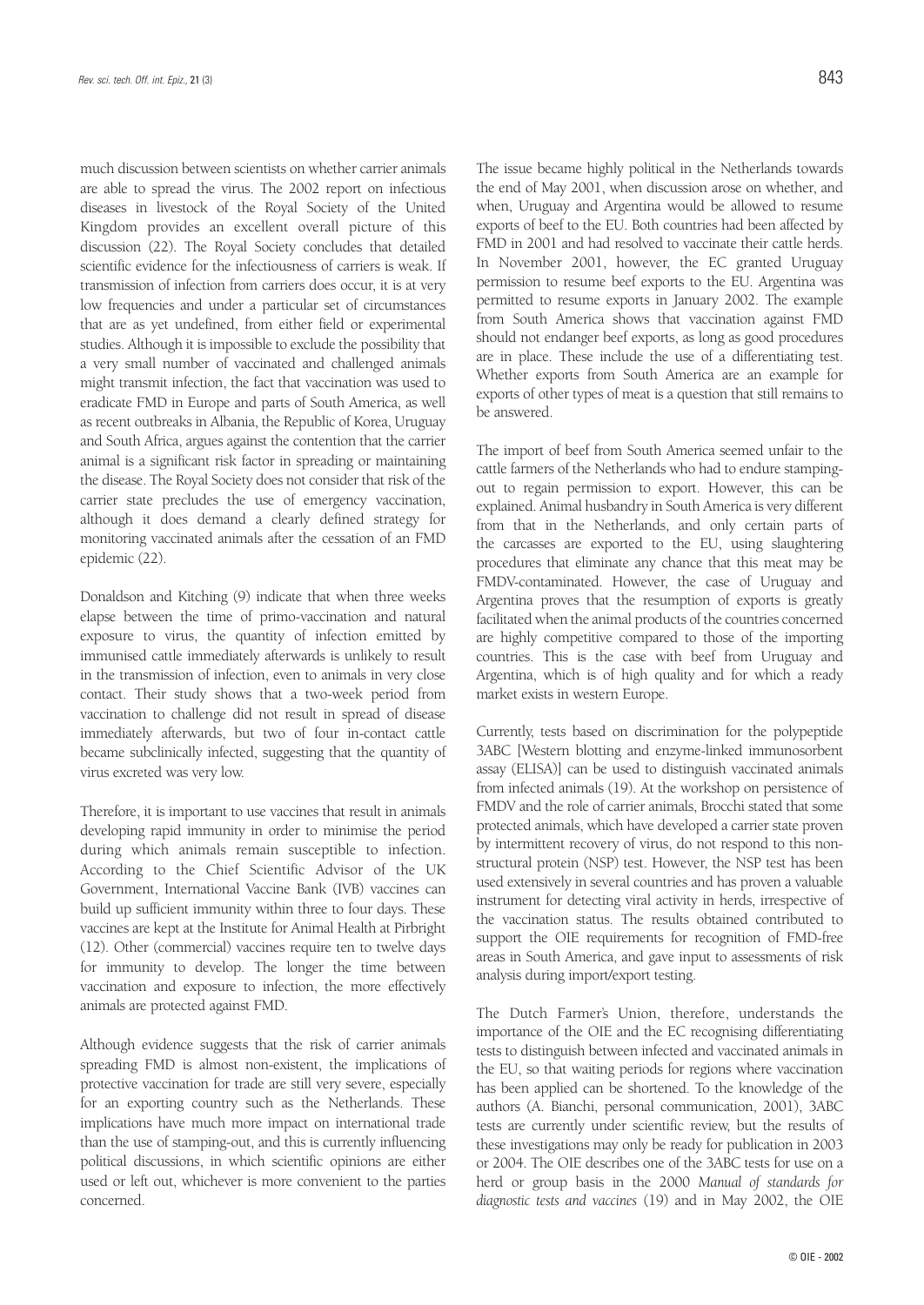much discussion between scientists on whether carrier animals are able to spread the virus. The 2002 report on infectious diseases in livestock of the Royal Society of the United Kingdom provides an excellent overall picture of this discussion (22). The Royal Society concludes that detailed scientific evidence for the infectiousness of carriers is weak. If transmission of infection from carriers does occur, it is at very low frequencies and under a particular set of circumstances that are as yet undefined, from either field or experimental studies. Although it is impossible to exclude the possibility that a very small number of vaccinated and challenged animals might transmit infection, the fact that vaccination was used to eradicate FMD in Europe and parts of South America, as well as recent outbreaks in Albania, the Republic of Korea, Uruguay and South Africa, argues against the contention that the carrier animal is a significant risk factor in spreading or maintaining the disease. The Royal Society does not consider that risk of the carrier state precludes the use of emergency vaccination, although it does demand a clearly defined strategy for monitoring vaccinated animals after the cessation of an FMD epidemic (22).

Donaldson and Kitching (9) indicate that when three weeks elapse between the time of primo-vaccination and natural exposure to virus, the quantity of infection emitted by immunised cattle immediately afterwards is unlikely to result in the transmission of infection, even to animals in very close contact. Their study shows that a two-week period from vaccination to challenge did not result in spread of disease immediately afterwards, but two of four in-contact cattle became subclinically infected, suggesting that the quantity of virus excreted was very low.

Therefore, it is important to use vaccines that result in animals developing rapid immunity in order to minimise the period during which animals remain susceptible to infection. According to the Chief Scientific Advisor of the UK Government, International Vaccine Bank (IVB) vaccines can build up sufficient immunity within three to four days. These vaccines are kept at the Institute for Animal Health at Pirbright (12). Other (commercial) vaccines require ten to twelve days for immunity to develop. The longer the time between vaccination and exposure to infection, the more effectively animals are protected against FMD.

Although evidence suggests that the risk of carrier animals spreading FMD is almost non-existent, the implications of protective vaccination for trade are still very severe, especially for an exporting country such as the Netherlands. These implications have much more impact on international trade than the use of stamping-out, and this is currently influencing political discussions, in which scientific opinions are either used or left out, whichever is more convenient to the parties concerned.

The issue became highly political in the Netherlands towards the end of May 2001, when discussion arose on whether, and when, Uruguay and Argentina would be allowed to resume exports of beef to the EU. Both countries had been affected by FMD in 2001 and had resolved to vaccinate their cattle herds. In November 2001, however, the EC granted Uruguay permission to resume beef exports to the EU. Argentina was permitted to resume exports in January 2002. The example from South America shows that vaccination against FMD should not endanger beef exports, as long as good procedures are in place. These include the use of a differentiating test. Whether exports from South America are an example for exports of other types of meat is a question that still remains to be answered.

The import of beef from South America seemed unfair to the cattle farmers of the Netherlands who had to endure stamping-out to regain permission to export. However, this can be explained. Animal husbandry in South America is very different from that in the Netherlands, and only certain parts of the carcasses are exported to the EU, using slaughtering procedures that eliminate any chance that this meat may be FMDV-contaminated. However, the case of Uruguay and Argentina proves that the resumption of exports is greatly facilitated when the animal products of the countries concerned are highly competitive compared to those of the importing countries. This is the case with beef from Uruguay and Argentina, which is of high quality and for which a ready market exists in western Europe.

Currently, tests based on discrimination for the polypeptide 3ABC [Western blotting and enzyme-linked immunosorbent assay (ELISA)] can be used to distinguish vaccinated animals from infected animals (19). At the workshop on persistence of FMDV and the role of carrier animals, Brocchi stated that some protected animals, which have developed a carrier state proven by intermittent recovery of virus, do not respond to this non-structural protein (NSP) test. However, the NSP test has been used extensively in several countries and has proven a valuable instrument for detecting viral activity in herds, irrespective of the vaccination status. The results obtained contributed to support the OIE requirements for recognition of FMD-free areas in South America, and gave input to assessments of risk analysis during import/export testing.

The Dutch Farmer's Union, therefore, understands the importance of the OIE and the EC recognising differentiating tests to distinguish between infected and vaccinated animals in the EU, so that waiting periods for regions where vaccination has been applied can be shortened. To the knowledge of the authors (A. Bianchi, personal communication, 2001), 3ABC tests are currently under scientific review, but the results of these investigations may only be ready for publication in 2003 or 2004. The OIE describes one of the 3ABC tests for use on a herd or group basis in the 2000 *Manual of standards for diagnostic tests and vaccines* (19) and in May 2002, the OIE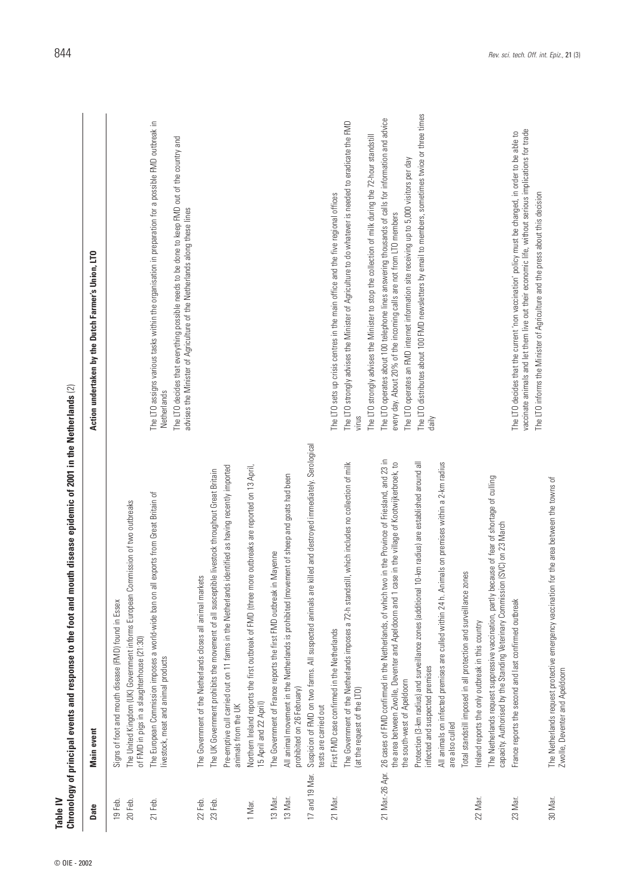**Table IV**
**Chronology of principal events and response to the foot and mouth disease epidemic of 2001 in the Netherlands** (2)

| Date | Main event | Action undertaken by the Dutch Farmer's Union, LTO |
|---|---|---|
| 19 Feb. | Signs of foot and mouth disease (FMD) found in Essex | |
| 20 Feb. | The United Kingdom (UK) Government informs European Commission of two outbreaks of FMD in pigs in a slaughterhouse (21:30) | |
| 21 Feb. | The European Commission imposes a world-wide ban on all exports from Great Britain of livestock, meat and animal products | The LTO assigns various tasks within the organisation in preparation for a possible FMD outbreak in Netherlands |
| | | The LTO decides that everything possible needs to be done to keep FMD out of the country and advises the Minister of Agriculture of the Netherlands along these lines |
| 22 Feb. | The Government of the Netherlands closes all animal markets | |
| 23 Feb. | The UK Government prohibits the movement of all susceptible livestock throughout Great Britain | |
| | Pre-emptive cull carried out on 11 farms in the Netherlands identified as having recently imported animals from the UK | |
| 1 Mar. | Northern Ireland reports the first outbreak of FMD (three more outbreaks are reported on 13 April, 15 April and 22 April) | |
| 13 Mar. | The Government of France reports the first FMD outbreak in Mayenne | |
| 13 Mar. | All animal movement in the Netherlands is prohibited (movement of sheep and goats had been prohibited on 26 February) | |
| 17 and 19 Mar. | Suspicion of FMD on two farms. All suspected animals are killed and destroyed immediately. Serological tests are carried out | |
| 21 Mar. | First FMD case confirmed in the Netherlands | The LTO sets up crisis centres in the main office and the five regional offices |
| | The Government of the Netherlands imposes a 72-h standstill, which includes no collection of milk (at the request of the LTO) | The LTO strongly advises the Minister of Agriculture to do whatever is needed to eradicate the FMD virus |
| | | The LTO strongly advises the Minister to stop the collection of milk during the 72-hour standstill |
| 21 Mar.-26 Apr. | 26 cases of FMD confirmed in the Netherlands, of which two in the Province of Friesland, and 23 in the area between Zwolle, Deventer and Apeldoorn and 1 case in the village of Kootwijkerbroek, to the south-west of Apeldoorn | The LTO operates about 100 telephone lines answering thousands of calls for information and advice every day. About 20% of the incoming calls are not from LTO members |
| | Protection (3-km radius) and surveillance zones (additional 10-km radius) are established around all infected and suspected premises | The LTO operates an FMD internet information site receiving up to 5,000 visitors per day |
| | All animals on infected premises are culled within 24 h. Animals on premises within a 2-km radius are also culled | The LTO distributes about 100 FMD newsletters by email to members, sometimes twice or three times daily |
| | Total standstill imposed in all protection and surveillance zones | |
| 22 Mar. | Ireland reports the only outbreak in this country | |
| | The Netherlands request suppressive vaccination, partly because of fear of shortage of culling capacity. Authorised by the Standing Veterinary Commission (SVC) on 23 March | |
| 23 Mar. | France reports the second and last confirmed outbreak | The LTO decides that the current 'non vaccination' policy must be changed, in order to be able to vaccinate animals and let them live out their economic life, without serious implications for trade |
| | | The LTO informs the Minister of Agriculture and the press about this decision |
| 30 Mar. | The Netherlands request protective emergency vaccination for the area between the towns of Zwolle, Deventer and Apeldoorn | |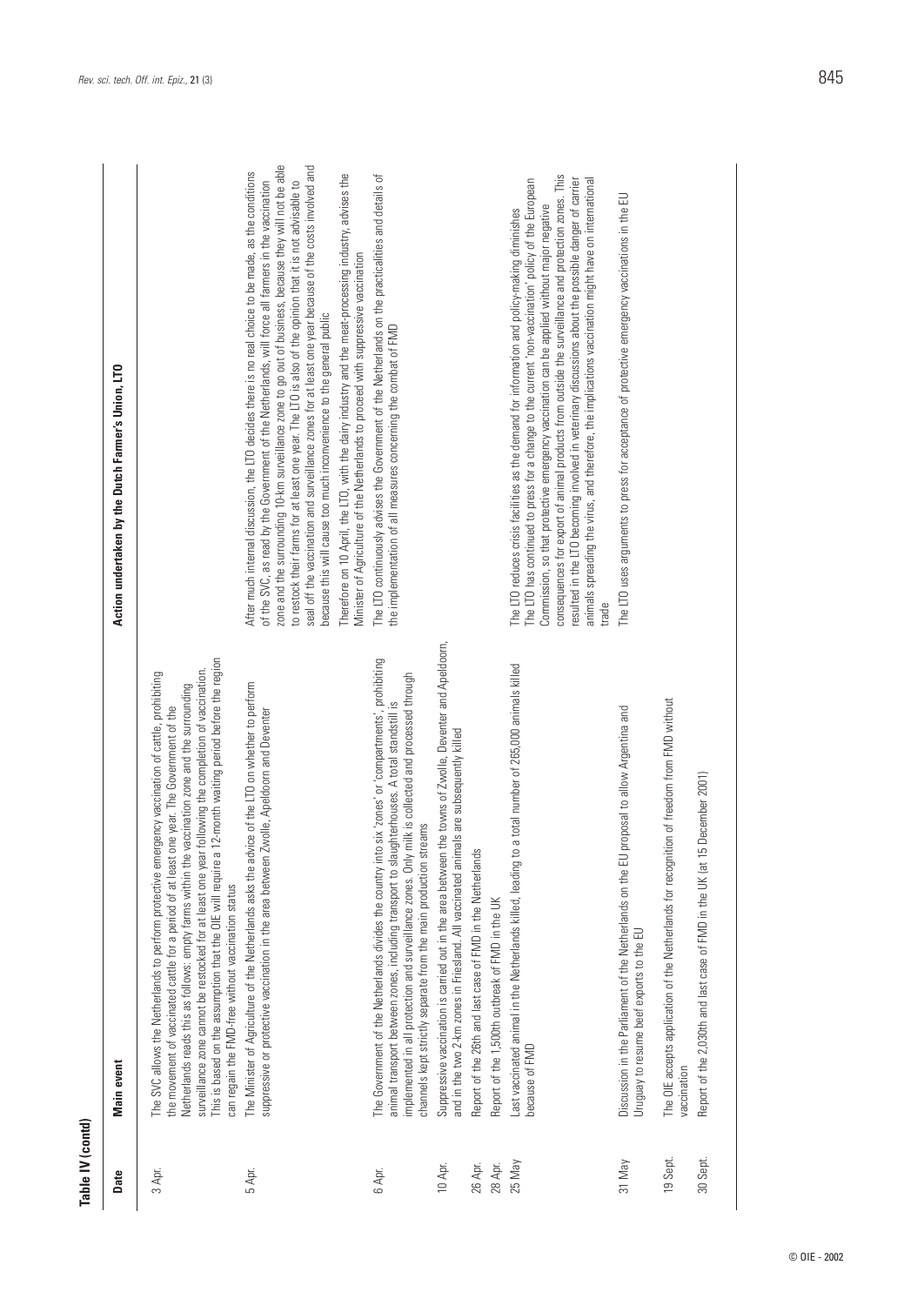**Table IV (contd)**

| Date | Main event | Action undertaken by the Dutch Farmer's Union, LTO |
|---|---|---|
| 3 Apr. | The SVC allows the Netherlands to perform protective emergency vaccination of cattle, prohibiting the movement of vaccinated cattle for a period of at least one year. The Government of the Netherlands reads this as follows: empty farms within the vaccination zone and the surrounding surveillance zone cannot be restocked for at least one year following the completion of vaccination. This is based on the assumption that the OIE will require a 12-month waiting period before the region can regain the FMD-free without vaccination status | |
| 5 Apr. | The Minister of Agriculture of the Netherlands asks the advice of the LTO on whether to perform suppressive or protective vaccination in the area between Zwolle, Apeldoorn and Deventer | After much internal discussion, the LTO decides there is no real choice to be made, as the conditions of the SVC, as read by the Government of the Netherlands, will force all farmers in the vaccination zone and the surrounding 10-km surveillance zone to go out of business, because they will not be able to restock their farms for at least one year. The LTO is also of the opinion that it is not advisable to seal off the vaccination and surveillance zones for at least one year because of the costs involved and because this will cause too much inconvenience to the general public<br><br>Therefore on 10 April, the LTO, with the dairy industry and the meat-processing industry, advises the Minister of Agriculture of the Netherlands to proceed with suppressive vaccination |
| 6 Apr. | The Government of the Netherlands divides the country into six 'zones' or 'compartments', prohibiting animal transport between zones, including transport to slaughterhouses. A total standstill is implemented in all protection and surveillance zones. Only milk is collected and processed through channels kept strictly separate from the main production streams | The LTO continuously advises the Government of the Netherlands on the practicalities and details of the implementation of all measures concerning the combat of FMD |
| 10 Apr. | Suppressive vaccination is carried out in the area between the towns of Zwolle, Deventer and Apeldoorn, and in the two 2-km zones in Friesland. All vaccinated animals are subsequently killed | |
| 26 Apr. | Report of the 26th and last case of FMD in the Netherlands | |
| 28 Apr. | Report of the 1,500th outbreak of FMD in the UK | |
| 25 May | Last vaccinated animal in the Netherlands killed, leading to a total number of 265,000 animals killed because of FMD | The LTO reduces crisis facilities as the demand for information and policy-making diminishes<br>The LTO has continued to press for a change to the current 'non-vaccination' policy of the European Commission, so that protective emergency vaccination can be applied without major negative consequences for export of animal products from outside the surveillance and protection zones. This resulted in the LTO becoming involved in veterinary discussions about the possible danger of carrier animals spreading the virus, and therefore, the implications vaccination might have on international trade |
| 31 May | Discussion in the Parliament of the Netherlands on the EU proposal to allow Argentina and Uruguay to resume beef exports to the EU | The LTO uses arguments to press for acceptance of protective emergency vaccinations in the EU |
| 19 Sept. | The OIE accepts application of the Netherlands for recognition of freedom from FMD without vaccination | |
| 30 Sept. | Report of the 2,030th and last case of FMD in the UK (at 15 December 2001) | |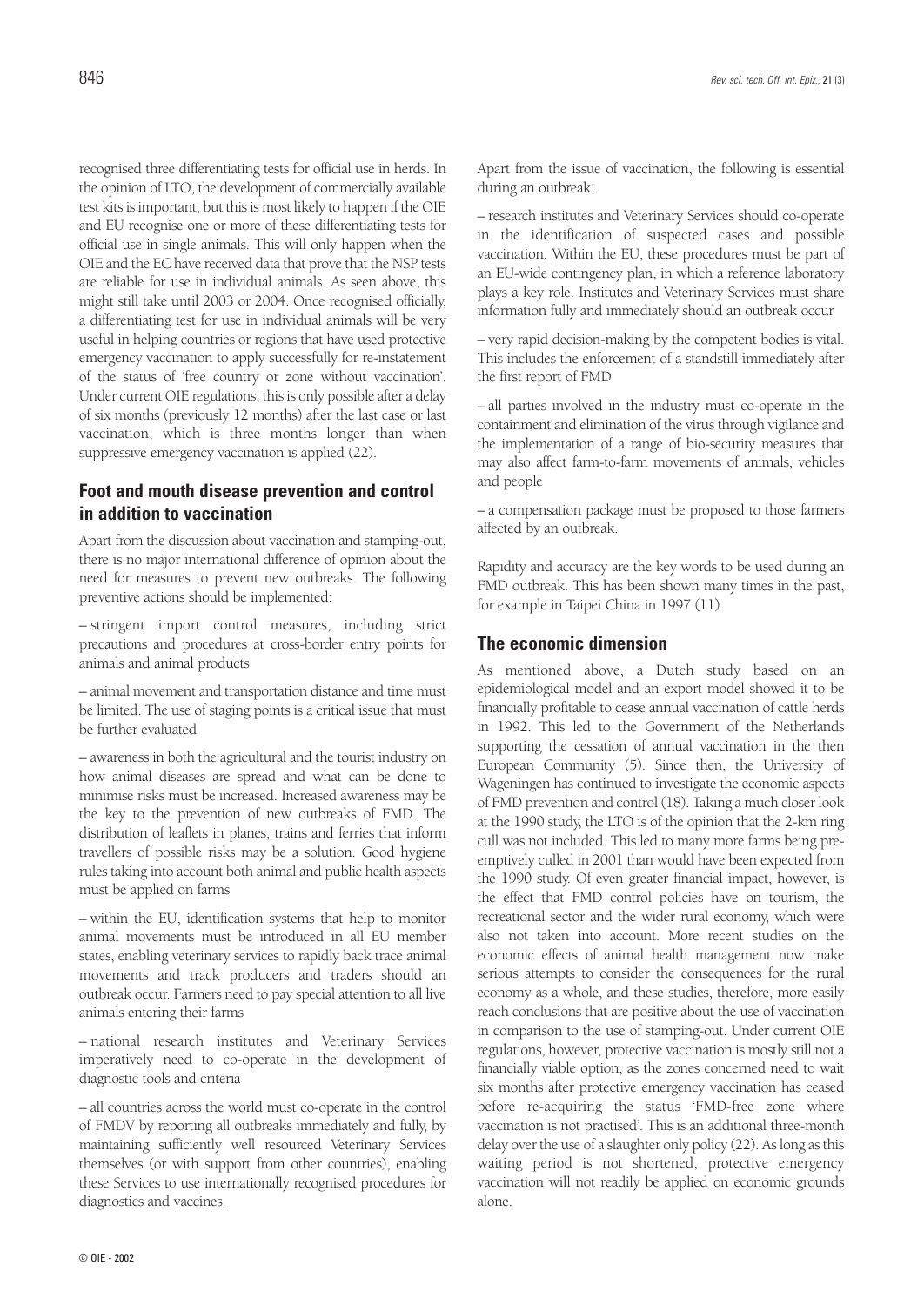recognised three differentiating tests for official use in herds. In the opinion of LTO, the development of commercially available test kits is important, but this is most likely to happen if the OIE and EU recognise one or more of these differentiating tests for official use in single animals. This will only happen when the OIE and the EC have received data that prove that the NSP tests are reliable for use in individual animals. As seen above, this might still take until 2003 or 2004. Once recognised officially, a differentiating test for use in individual animals will be very useful in helping countries or regions that have used protective emergency vaccination to apply successfully for re-instatement of the status of 'free country or zone without vaccination'. Under current OIE regulations, this is only possible after a delay of six months (previously 12 months) after the last case or last vaccination, which is three months longer than when suppressive emergency vaccination is applied (22).

## Foot and mouth disease prevention and control in addition to vaccination

Apart from the discussion about vaccination and stamping-out, there is no major international difference of opinion about the need for measures to prevent new outbreaks. The following preventive actions should be implemented:

– stringent import control measures, including strict precautions and procedures at cross-border entry points for animals and animal products

– animal movement and transportation distance and time must be limited. The use of staging points is a critical issue that must be further evaluated

– awareness in both the agricultural and the tourist industry on how animal diseases are spread and what can be done to minimise risks must be increased. Increased awareness may be the key to the prevention of new outbreaks of FMD. The distribution of leaflets in planes, trains and ferries that inform travellers of possible risks may be a solution. Good hygiene rules taking into account both animal and public health aspects must be applied on farms

– within the EU, identification systems that help to monitor animal movements must be introduced in all EU member states, enabling veterinary services to rapidly back trace animal movements and track producers and traders should an outbreak occur. Farmers need to pay special attention to all live animals entering their farms

– national research institutes and Veterinary Services imperatively need to co-operate in the development of diagnostic tools and criteria

– all countries across the world must co-operate in the control of FMDV by reporting all outbreaks immediately and fully, by maintaining sufficiently well resourced Veterinary Services themselves (or with support from other countries), enabling these Services to use internationally recognised procedures for diagnostics and vaccines.

Apart from the issue of vaccination, the following is essential during an outbreak:

– research institutes and Veterinary Services should co-operate in the identification of suspected cases and possible vaccination. Within the EU, these procedures must be part of an EU-wide contingency plan, in which a reference laboratory plays a key role. Institutes and Veterinary Services must share information fully and immediately should an outbreak occur

– very rapid decision-making by the competent bodies is vital. This includes the enforcement of a standstill immediately after the first report of FMD

– all parties involved in the industry must co-operate in the containment and elimination of the virus through vigilance and the implementation of a range of bio-security measures that may also affect farm-to-farm movements of animals, vehicles and people

– a compensation package must be proposed to those farmers affected by an outbreak.

Rapidity and accuracy are the key words to be used during an FMD outbreak. This has been shown many times in the past, for example in Taipei China in 1997 (11).

## The economic dimension

As mentioned above, a Dutch study based on an epidemiological model and an export model showed it to be financially profitable to cease annual vaccination of cattle herds in 1992. This led to the Government of the Netherlands supporting the cessation of annual vaccination in the then European Community (5). Since then, the University of Wageningen has continued to investigate the economic aspects of FMD prevention and control (18). Taking a much closer look at the 1990 study, the LTO is of the opinion that the 2-km ring cull was not included. This led to many more farms being pre-emptively culled in 2001 than would have been expected from the 1990 study. Of even greater financial impact, however, is the effect that FMD control policies have on tourism, the recreational sector and the wider rural economy, which were also not taken into account. More recent studies on the economic effects of animal health management now make serious attempts to consider the consequences for the rural economy as a whole, and these studies, therefore, more easily reach conclusions that are positive about the use of vaccination in comparison to the use of stamping-out. Under current OIE regulations, however, protective vaccination is mostly still not a financially viable option, as the zones concerned need to wait six months after protective emergency vaccination has ceased before re-acquiring the status 'FMD-free zone where vaccination is not practised'. This is an additional three-month delay over the use of a slaughter only policy (22). As long as this waiting period is not shortened, protective emergency vaccination will not readily be applied on economic grounds alone.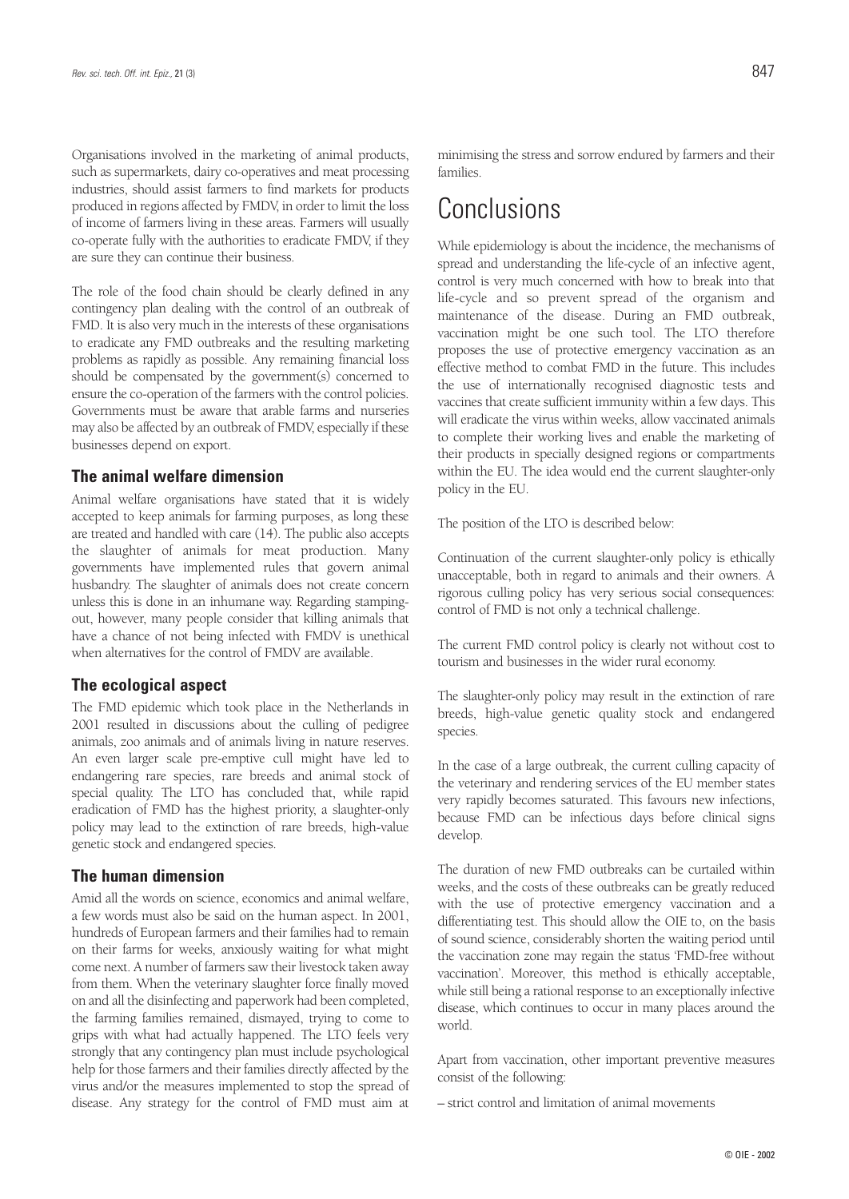Organisations involved in the marketing of animal products, such as supermarkets, dairy co-operatives and meat processing industries, should assist farmers to find markets for products produced in regions affected by FMDV, in order to limit the loss of income of farmers living in these areas. Farmers will usually co-operate fully with the authorities to eradicate FMDV, if they are sure they can continue their business.

The role of the food chain should be clearly defined in any contingency plan dealing with the control of an outbreak of FMD. It is also very much in the interests of these organisations to eradicate any FMD outbreaks and the resulting marketing problems as rapidly as possible. Any remaining financial loss should be compensated by the government(s) concerned to ensure the co-operation of the farmers with the control policies. Governments must be aware that arable farms and nurseries may also be affected by an outbreak of FMDV, especially if these businesses depend on export.

### The animal welfare dimension

Animal welfare organisations have stated that it is widely accepted to keep animals for farming purposes, as long these are treated and handled with care (14). The public also accepts the slaughter of animals for meat production. Many governments have implemented rules that govern animal husbandry. The slaughter of animals does not create concern unless this is done in an inhumane way. Regarding stamping-out, however, many people consider that killing animals that have a chance of not being infected with FMDV is unethical when alternatives for the control of FMDV are available.

### The ecological aspect

The FMD epidemic which took place in the Netherlands in 2001 resulted in discussions about the culling of pedigree animals, zoo animals and of animals living in nature reserves. An even larger scale pre-emptive cull might have led to endangering rare species, rare breeds and animal stock of special quality. The LTO has concluded that, while rapid eradication of FMD has the highest priority, a slaughter-only policy may lead to the extinction of rare breeds, high-value genetic stock and endangered species.

### The human dimension

Amid all the words on science, economics and animal welfare, a few words must also be said on the human aspect. In 2001, hundreds of European farmers and their families had to remain on their farms for weeks, anxiously waiting for what might come next. A number of farmers saw their livestock taken away from them. When the veterinary slaughter force finally moved on and all the disinfecting and paperwork had been completed, the farming families remained, dismayed, trying to come to grips with what had actually happened. The LTO feels very strongly that any contingency plan must include psychological help for those farmers and their families directly affected by the virus and/or the measures implemented to stop the spread of disease. Any strategy for the control of FMD must aim at minimising the stress and sorrow endured by farmers and their families.

## Conclusions

While epidemiology is about the incidence, the mechanisms of spread and understanding the life-cycle of an infective agent, control is very much concerned with how to break into that life-cycle and so prevent spread of the organism and maintenance of the disease. During an FMD outbreak, vaccination might be one such tool. The LTO therefore proposes the use of protective emergency vaccination as an effective method to combat FMD in the future. This includes the use of internationally recognised diagnostic tests and vaccines that create sufficient immunity within a few days. This will eradicate the virus within weeks, allow vaccinated animals to complete their working lives and enable the marketing of their products in specially designed regions or compartments within the EU. The idea would end the current slaughter-only policy in the EU.

The position of the LTO is described below:

Continuation of the current slaughter-only policy is ethically unacceptable, both in regard to animals and their owners. A rigorous culling policy has very serious social consequences: control of FMD is not only a technical challenge.

The current FMD control policy is clearly not without cost to tourism and businesses in the wider rural economy.

The slaughter-only policy may result in the extinction of rare breeds, high-value genetic quality stock and endangered species.

In the case of a large outbreak, the current culling capacity of the veterinary and rendering services of the EU member states very rapidly becomes saturated. This favours new infections, because FMD can be infectious days before clinical signs develop.

The duration of new FMD outbreaks can be curtailed within weeks, and the costs of these outbreaks can be greatly reduced with the use of protective emergency vaccination and a differentiating test. This should allow the OIE to, on the basis of sound science, considerably shorten the waiting period until the vaccination zone may regain the status 'FMD-free without vaccination'. Moreover, this method is ethically acceptable, while still being a rational response to an exceptionally infective disease, which continues to occur in many places around the world.

Apart from vaccination, other important preventive measures consist of the following:

– strict control and limitation of animal movements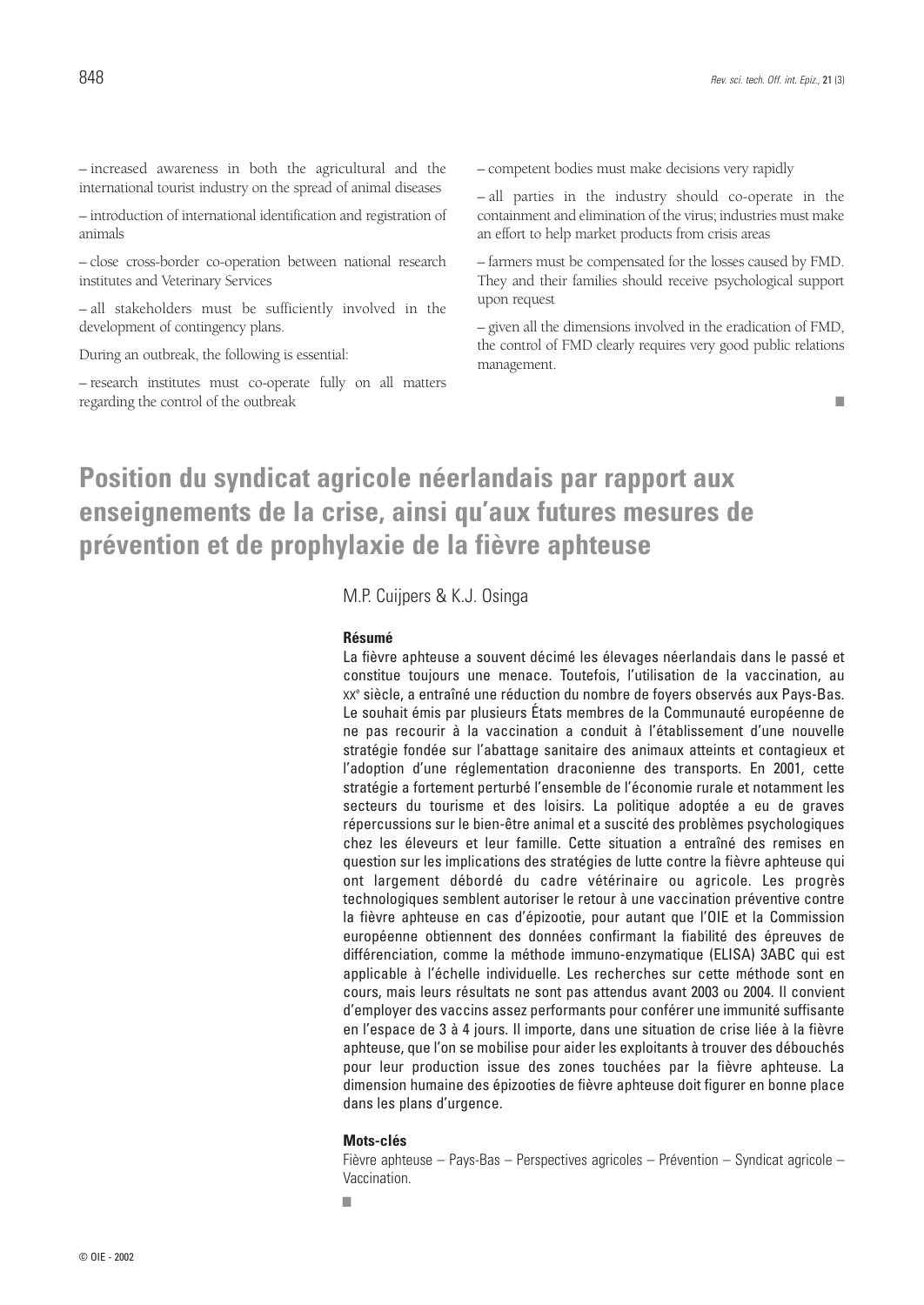– increased awareness in both the agricultural and the international tourist industry on the spread of animal diseases

– introduction of international identification and registration of animals

– close cross-border co-operation between national research institutes and Veterinary Services

– all stakeholders must be sufficiently involved in the development of contingency plans.

During an outbreak, the following is essential:

– research institutes must co-operate fully on all matters regarding the control of the outbreak

– competent bodies must make decisions very rapidly

– all parties in the industry should co-operate in the containment and elimination of the virus; industries must make an effort to help market products from crisis areas

– farmers must be compensated for the losses caused by FMD. They and their families should receive psychological support upon request

– given all the dimensions involved in the eradication of FMD, the control of FMD clearly requires very good public relations management.

■

# Position du syndicat agricole néerlandais par rapport aux enseignements de la crise, ainsi qu'aux futures mesures de prévention et de prophylaxie de la fièvre aphteuse

M.P. Cuijpers & K.J. Osinga

### Résumé

La fièvre aphteuse a souvent décimé les élevages néerlandais dans le passé et constitue toujours une menace. Toutefois, l'utilisation de la vaccination, au XX[e] siècle, a entraîné une réduction du nombre de foyers observés aux Pays-Bas. Le souhait émis par plusieurs États membres de la Communauté européenne de ne pas recourir à la vaccination a conduit à l'établissement d'une nouvelle stratégie fondée sur l'abattage sanitaire des animaux atteints et contagieux et l'adoption d'une réglementation draconienne des transports. En 2001, cette stratégie a fortement perturbé l'ensemble de l'économie rurale et notamment les secteurs du tourisme et des loisirs. La politique adoptée a eu de graves répercussions sur le bien-être animal et a suscité des problèmes psychologiques chez les éleveurs et leur famille. Cette situation a entraîné des remises en question sur les implications des stratégies de lutte contre la fièvre aphteuse qui ont largement débordé du cadre vétérinaire ou agricole. Les progrès technologiques semblent autoriser le retour à une vaccination préventive contre la fièvre aphteuse en cas d'épizootie, pour autant que l'OIE et la Commission européenne obtiennent des données confirmant la fiabilité des épreuves de différenciation, comme la méthode immuno-enzymatique (ELISA) 3ABC qui est applicable à l'échelle individuelle. Les recherches sur cette méthode sont en cours, mais leurs résultats ne sont pas attendus avant 2003 ou 2004. Il convient d'employer des vaccins assez performants pour conférer une immunité suffisante en l'espace de 3 à 4 jours. Il importe, dans une situation de crise liée à la fièvre aphteuse, que l'on se mobilise pour aider les exploitants à trouver des débouchés pour leur production issue des zones touchées par la fièvre aphteuse. La dimension humaine des épizooties de fièvre aphteuse doit figurer en bonne place dans les plans d'urgence.

### Mots-clés

Fièvre aphteuse – Pays-Bas – Perspectives agricoles – Prévention – Syndicat agricole – Vaccination.

■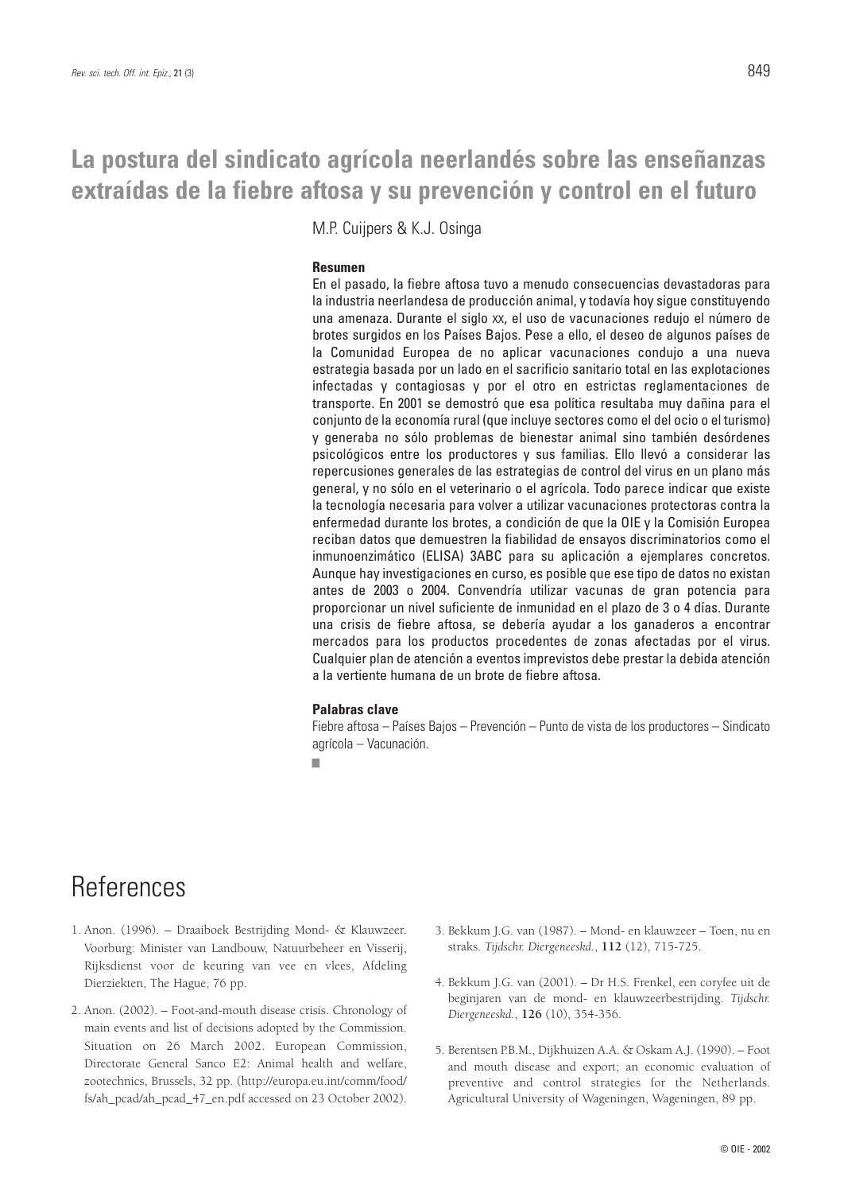# La postura del sindicato agrícola neerlandés sobre las enseñanzas extraídas de la fiebre aftosa y su prevención y control en el futuro

M.P. Cuijpers & K.J. Osinga

### Resumen

En el pasado, la fiebre aftosa tuvo a menudo consecuencias devastadoras para la industria neerlandesa de producción animal, y todavía hoy sigue constituyendo una amenaza. Durante el siglo XX, el uso de vacunaciones redujo el número de brotes surgidos en los Países Bajos. Pese a ello, el deseo de algunos países de la Comunidad Europea de no aplicar vacunaciones condujo a una nueva estrategia basada por un lado en el sacrificio sanitario total en las explotaciones infectadas y contagiosas y por el otro en estrictas reglamentaciones de transporte. En 2001 se demostró que esa política resultaba muy dañina para el conjunto de la economía rural (que incluye sectores como el del ocio o el turismo) y generaba no sólo problemas de bienestar animal sino también desórdenes psicológicos entre los productores y sus familias. Ello llevó a considerar las repercusiones generales de las estrategias de control del virus en un plano más general, y no sólo en el veterinario o el agrícola. Todo parece indicar que existe la tecnología necesaria para volver a utilizar vacunaciones protectoras contra la enfermedad durante los brotes, a condición de que la OIE y la Comisión Europea reciban datos que demuestren la fiabilidad de ensayos discriminatorios como el inmunoenzimático (ELISA) 3ABC para su aplicación a ejemplares concretos. Aunque hay investigaciones en curso, es posible que ese tipo de datos no existan antes de 2003 o 2004. Convendría utilizar vacunas de gran potencia para proporcionar un nivel suficiente de inmunidad en el plazo de 3 o 4 días. Durante una crisis de fiebre aftosa, se debería ayudar a los ganaderos a encontrar mercados para los productos procedentes de zonas afectadas por el virus. Cualquier plan de atención a eventos imprevistos debe prestar la debida atención a la vertiente humana de un brote de fiebre aftosa.

### Palabras clave

Fiebre aftosa – Países Bajos – Prevención – Punto de vista de los productores – Sindicato agrícola – Vacunación.

# References

1. Anon. (1996). – Draaiboek Bestrijding Mond- & Klauwzeer. Voorburg: Minister van Landbouw, Natuurbeheer en Visserij, Rijksdienst voor de keuring van vee en vlees, Afdeling Dierziekten, The Hague, 76 pp.

2. Anon. (2002). – Foot-and-mouth disease crisis. Chronology of main events and list of decisions adopted by the Commission. Situation on 26 March 2002. European Commission, Directorate General Sanco E2: Animal health and welfare, zootechnics, Brussels, 32 pp. (http://europa.eu.int/comm/food/fs/ah_pcad/ah_pcad_47_en.pdf accessed on 23 October 2002).

3. Bekkum J.G. van (1987). – Mond- en klauwzeer – Toen, nu en straks. *Tijdschr. Diergeneeskd.*, **112** (12), 715-725.

4. Bekkum J.G. van (2001). – Dr H.S. Frenkel, een coryfee uit de beginjaren van de mond- en klauwzeerbestrijding. *Tijdschr. Diergeneeskd.*, **126** (10), 354-356.

5. Berentsen P.B.M., Dijkhuizen A.A. & Oskam A.J. (1990). – Foot and mouth disease and export; an economic evaluation of preventive and control strategies for the Netherlands. Agricultural University of Wageningen, Wageningen, 89 pp.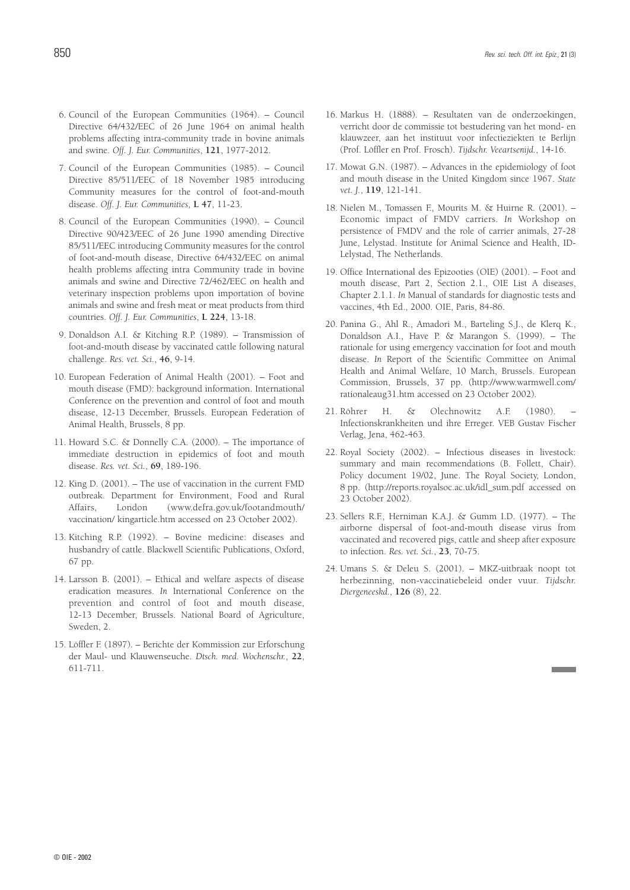6. Council of the European Communities (1964). – Council Directive 64/432/EEC of 26 June 1964 on animal health problems affecting intra-community trade in bovine animals and swine. *Off. J. Eur. Communities*, **121**, 1977-2012.

7. Council of the European Communities (1985). – Council Directive 85/511/EEC of 18 November 1985 introducing Community measures for the control of foot-and-mouth disease. *Off. J. Eur. Communities*, **L 47**, 11-23.

8. Council of the European Communities (1990). – Council Directive 90/423/EEC of 26 June 1990 amending Directive 85/511/EEC introducing Community measures for the control of foot-and-mouth disease, Directive 64/432/EEC on animal health problems affecting intra Community trade in bovine animals and swine and Directive 72/462/EEC on health and veterinary inspection problems upon importation of bovine animals and swine and fresh meat or meat products from third countries. *Off. J. Eur. Communities*, **L 224**, 13-18.

9. Donaldson A.I. & Kitching R.P. (1989). – Transmission of foot-and-mouth disease by vaccinated cattle following natural challenge. *Res. vet. Sci.*, **46**, 9-14.

10. European Federation of Animal Health (2001). – Foot and mouth disease (FMD): background information. International Conference on the prevention and control of foot and mouth disease, 12-13 December, Brussels. European Federation of Animal Health, Brussels, 8 pp.

11. Howard S.C. & Donnelly C.A. (2000). – The importance of immediate destruction in epidemics of foot and mouth disease. *Res. vet. Sci.*, **69**, 189-196.

12. King D. (2001). – The use of vaccination in the current FMD outbreak. Department for Environment, Food and Rural Affairs, London (www.defra.gov.uk/footandmouth/vaccination/ kingarticle.htm accessed on 23 October 2002).

13. Kitching R.P. (1992). – Bovine medicine: diseases and husbandry of cattle. Blackwell Scientific Publications, Oxford, 67 pp.

14. Larsson B. (2001). – Ethical and welfare aspects of disease eradication measures. *In* International Conference on the prevention and control of foot and mouth disease, 12-13 December, Brussels. National Board of Agriculture, Sweden, 2.

15. Löffler F. (1897). – Berichte der Kommission zur Erforschung der Maul- und Klauwenseuche. *Dtsch. med. Wochenschr.*, **22**, 611-711.

16. Markus H. (1888). – Resultaten van de onderzoekingen, verricht door de commissie tot bestudering van het mond- en klauwzeer, aan het instituut voor infectieziekten te Berlijn (Prof. Löffler en Prof. Frosch). *Tijdschr. Veeartsenijd.*, 14-16.

17. Mowat G.N. (1987). – Advances in the epidemiology of foot and mouth disease in the United Kingdom since 1967. *State vet. J.*, **119**, 121-141.

18. Nielen M., Tomassen F., Mourits M. & Huirne R. (2001). – Economic impact of FMDV carriers. *In* Workshop on persistence of FMDV and the role of carrier animals, 27-28 June, Lelystad. Institute for Animal Science and Health, ID-Lelystad, The Netherlands.

19. Office International des Epizooties (OIE) (2001). – Foot and mouth disease, Part 2, Section 2.1., OIE List A diseases, Chapter 2.1.1. *In* Manual of standards for diagnostic tests and vaccines, 4th Ed., 2000. OIE, Paris, 84-86.

20. Panina G., Ahl R., Amadori M., Barteling S.J., de Klerq K., Donaldson A.I., Have P. & Marangon S. (1999). – The rationale for using emergency vaccination for foot and mouth disease. *In* Report of the Scientific Committee on Animal Health and Animal Welfare, 10 March, Brussels. European Commission, Brussels, 37 pp. (http://www.warmwell.com/rationaleaug31.htm accessed on 23 October 2002).

21. Röhrer H. & Olechnowitz A.F. (1980). – Infectionskrankheiten und ihre Erreger. VEB Gustav Fischer Verlag, Jena, 462-463.

22. Royal Society (2002). – Infectious diseases in livestock: summary and main recommendations (B. Follett, Chair). Policy document 19/02, June. The Royal Society, London, 8 pp. (http://reports.royalsoc.ac.uk/idl_sum.pdf accessed on 23 October 2002).

23. Sellers R.F., Herniman K.A.J. & Gumm I.D. (1977). – The airborne dispersal of foot-and-mouth disease virus from vaccinated and recovered pigs, cattle and sheep after exposure to infection. *Res. vet. Sci.*, **23**, 70-75.

24. Umans S. & Deleu S. (2001). – MKZ-uitbraak noopt tot herbezinning, non-vaccinatiebeleid onder vuur. *Tijdschr. Diergeneeskd.*, **126** (8), 22.